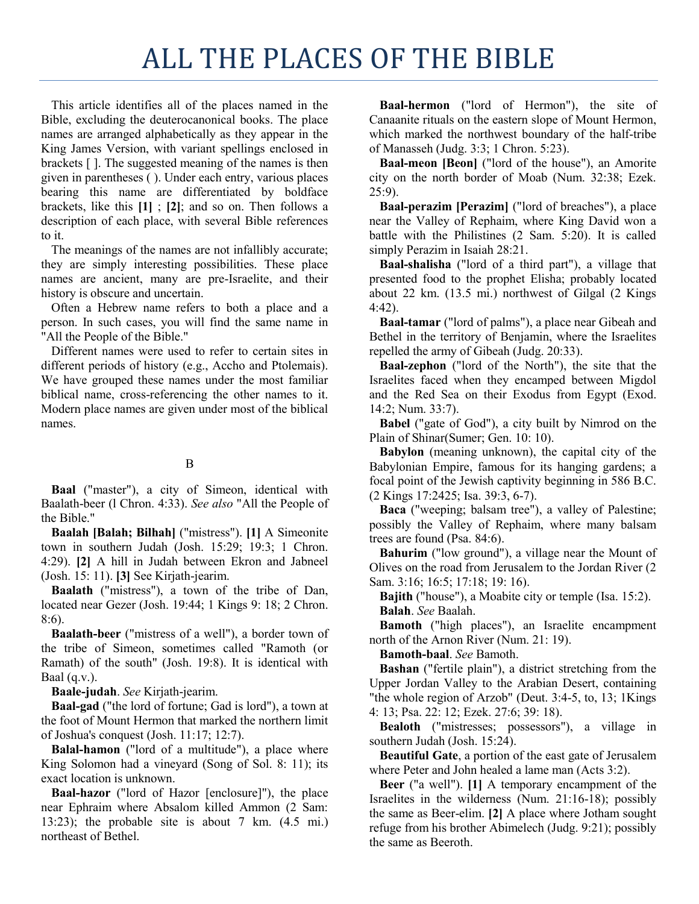# ALL THE PLACES OF THE BIBLE

This article identifies all of the places named in the Bible, excluding the deuterocanonical books. The place names are arranged alphabetically as they appear in the King James Version, with variant spellings enclosed in brackets [ ]. The suggested meaning of the names is then given in parentheses ( ). Under each entry, various places bearing this name are differentiated by boldface brackets, like this **[1]** ; **[2]**; and so on. Then follows a description of each place, with several Bible references to it.

The meanings of the names are not infallibly accurate; they are simply interesting possibilities. These place names are ancient, many are pre-Israelite, and their history is obscure and uncertain.

Often a Hebrew name refers to both a place and a person. In such cases, you will find the same name in "All the People of the Bible."

Different names were used to refer to certain sites in different periods of history (e.g., Accho and Ptolemais). We have grouped these names under the most familiar biblical name, cross-referencing the other names to it. Modern place names are given under most of the biblical names.

B

**Baal** ("master"), a city of Simeon, identical with Baalath-beer (l Chron. 4:33). *See also* "All the People of the Bible."

**Baalah [Balah; Bilhah]** ("mistress"). **[1]** A Simeonite town in southern Judah (Josh. 15:29; 19:3; 1 Chron. 4:29). **[2]** A hill in Judah between Ekron and Jabneel (Josh. 15: 11). **[3]** See Kirjath-jearim.

**Baalath** ("mistress"), a town of the tribe of Dan, located near Gezer (Josh. 19:44; 1 Kings 9: 18; 2 Chron. 8:6).

**Baalath-beer** ("mistress of a well"), a border town of the tribe of Simeon, sometimes called "Ramoth (or Ramath) of the south" (Josh. 19:8). It is identical with Baal (q.v.).

**Baale-judah**. *See* Kirjath-jearim.

**Baal-gad** ("the lord of fortune; Gad is lord"), a town at the foot of Mount Hermon that marked the northern limit of Joshua's conquest (Josh. 11:17; 12:7).

**Balal-hamon** ("lord of a multitude"), a place where King Solomon had a vineyard (Song of Sol. 8: 11); its exact location is unknown.

**Baal-hazor** ("lord of Hazor [enclosure]"), the place near Ephraim where Absalom killed Ammon (2 Sam: 13:23); the probable site is about 7 km. (4.5 mi.) northeast of Bethel.

**Baal-hermon** ("lord of Hermon"), the site of Canaanite rituals on the eastern slope of Mount Hermon, which marked the northwest boundary of the half-tribe of Manasseh (Judg. 3:3; 1 Chron. 5:23).

**Baal-meon [Beon]** ("lord of the house"), an Amorite city on the north border of Moab (Num. 32:38; Ezek. 25:9).

**Baal-perazim [Perazim]** ("lord of breaches"), a place near the Valley of Rephaim, where King David won a battle with the Philistines (2 Sam. 5:20). It is called simply Perazim in Isaiah 28:21.

**Baal-shalisha** ("lord of a third part"), a village that presented food to the prophet Elisha; probably located about 22 km. (13.5 mi.) northwest of Gilgal (2 Kings 4:42).

**Baal-tamar** ("lord of palms"), a place near Gibeah and Bethel in the territory of Benjamin, where the Israelites repelled the army of Gibeah (Judg. 20:33).

**Baal-zephon** ("lord of the North"), the site that the Israelites faced when they encamped between Migdol and the Red Sea on their Exodus from Egypt (Exod. 14:2; Num. 33:7).

**Babel** ("gate of God"), a city built by Nimrod on the Plain of Shinar(Sumer; Gen. 10: 10).

**Babylon** (meaning unknown), the capital city of the Babylonian Empire, famous for its hanging gardens; a focal point of the Jewish captivity beginning in 586 B.C. (2 Kings 17:2425; Isa. 39:3, 6-7).

**Baca** ("weeping; balsam tree"), a valley of Palestine; possibly the Valley of Rephaim, where many balsam trees are found (Psa. 84:6).

**Bahurim** ("low ground"), a village near the Mount of Olives on the road from Jerusalem to the Jordan River (2 Sam. 3:16; 16:5; 17:18; 19: 16).

**Bajith** ("house"), a Moabite city or temple (Isa. 15:2).

**Balah**. *See* Baalah.

**Bamoth** ("high places"), an Israelite encampment north of the Arnon River (Num. 21: 19).

**Bamoth-baal**. *See* Bamoth.

**Bashan** ("fertile plain"), a district stretching from the Upper Jordan Valley to the Arabian Desert, containing "the whole region of Arzob" (Deut. 3:4-5, to, 13; 1Kings 4: 13; Psa. 22: 12; Ezek. 27:6; 39: 18).

**Bealoth** ("mistresses; possessors"), a village in southern Judah (Josh. 15:24).

**Beautiful Gate**, a portion of the east gate of Jerusalem where Peter and John healed a lame man (Acts 3:2).

**Beer** ("a well"). **[1]** A temporary encampment of the Israelites in the wilderness (Num. 21:16-18); possibly the same as Beer-elim. **[2]** A place where Jotham sought refuge from his brother Abimelech (Judg. 9:21); possibly the same as Beeroth.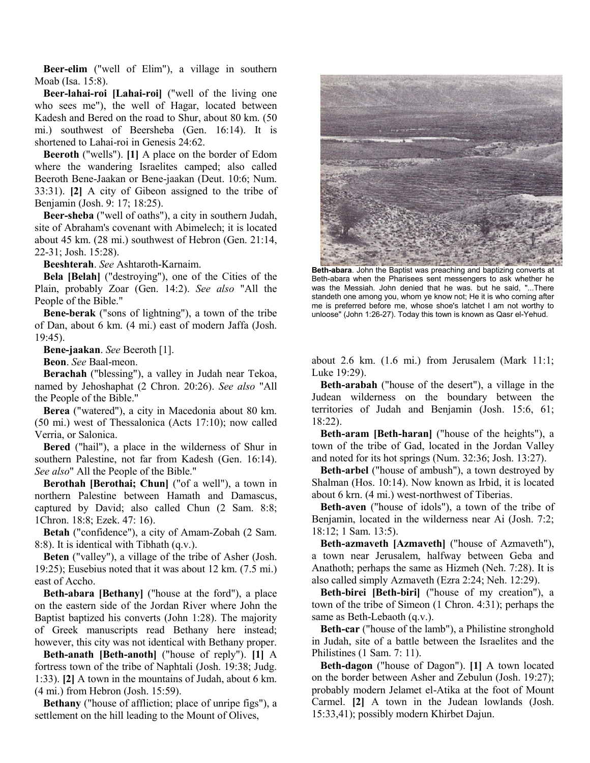**Beer-elim** ("well of Elim"), a village in southern Moab (Isa. 15:8).

**Beer-lahai-roi [Lahai-roi]** ("well of the living one who sees me"), the well of Hagar, located between Kadesh and Bered on the road to Shur, about 80 km. (50 mi.) southwest of Beersheba (Gen. 16:14). It is shortened to Lahai-roi in Genesis 24:62.

**Beeroth** ("wells"). **[1]** A place on the border of Edom where the wandering Israelites camped; also called Beeroth Bene-Jaakan or Bene-jaakan (Deut. 10:6; Num. 33:31). **[2]** A city of Gibeon assigned to the tribe of Benjamin (Josh. 9: 17; 18:25).

**Beer-sheba** ("well of oaths"), a city in southern Judah, site of Abraham's covenant with Abimelech; it is located about 45 km. (28 mi.) southwest of Hebron (Gen. 21:14, 22-31; Josh. 15:28).

**Beeshterah**. *See* Ashtaroth-Karnaim.

**Bela [Belah]** ("destroying"), one of the Cities of the Plain, probably Zoar (Gen. 14:2). *See also* "All the People of the Bible."

**Bene-berak** ("sons of lightning"), a town of the tribe of Dan, about 6 km. (4 mi.) east of modern Jaffa (Josh. 19:45).

**Bene-jaakan**. *See* Beeroth [1].

**Beon**. *See* Baal-meon.

**Berachah** ("blessing"), a valley in Judah near Tekoa, named by Jehoshaphat (2 Chron. 20:26). *See also* "All the People of the Bible."

**Berea** ("watered"), a city in Macedonia about 80 km. (50 mi.) west of Thessalonica (Acts 17:10); now called Verria, or Salonica.

**Bered** ("hail"), a place in the wilderness of Shur in southern Palestine, not far from Kadesh (Gen. 16:14). *See also*" All the People of the Bible."

**Berothah [Berothai; Chun]** ("of a well"), a town in northern Palestine between Hamath and Damascus, captured by David; also called Chun (2 Sam. 8:8; 1Chron. 18:8; Ezek. 47: 16).

**Betah** ("confidence"), a city of Amam-Zobah (2 Sam. 8:8). It is identical with Tibhath (q.v.).

**Beten** ("valley"), a village of the tribe of Asher (Josh. 19:25); Eusebius noted that it was about 12 km. (7.5 mi.) east of Accho.

**Beth-abara [Bethany]** ("house at the ford"), a place on the eastern side of the Jordan River where John the Baptist baptized his converts (John 1:28). The majority of Greek manuscripts read Bethany here instead; however, this city was not identical with Bethany proper.

**Beth-anath [Beth-anoth]** ("house of reply"). **[1]** A fortress town of the tribe of Naphtali (Josh. 19:38; Judg. 1:33). **[2]** A town in the mountains of Judah, about 6 km. (4 mi.) from Hebron (Josh. 15:59).

**Bethany** ("house of affliction; place of unripe figs"), a settlement on the hill leading to the Mount of Olives, about 2.6 km. (1.6 mi.) from Jerusalem (Mark 11:1; Luke 19:29).

**Beth-abara**. John the Baptist was preaching and baptizing converts at Beth-abara when the Pharisees sent messengers to ask whether he was the Messiah. John denied that he was. but he said, "...There standeth one among you, whom ye know not; He it is who coming after me is preferred before me, whose shoe's latchet I am not worthy to unloose" (John 1:26-27). Today this town is known as Qasr el-Yehud.

**Beth-arabah** ("house of the desert"), a village in the Judean wilderness on the boundary between the territories of Judah and Benjamin (Josh. 15:6, 61; 18:22).

**Beth-aram [Beth-haran]** ("house of the heights"), a town of the tribe of Gad, located in the Jordan Valley and noted for its hot springs (Num. 32:36; Josh. 13:27).

**Beth-arbel** ("house of ambush"), a town destroyed by Shalman (Hos. 10:14). Now known as Irbid, it is located about 6 krn. (4 mi.) west-northwest of Tiberias.

**Beth-aven** ("house of idols"), a town of the tribe of Benjamin, located in the wilderness near Ai (Josh. 7:2; 18:12; 1 Sam. 13:5).

**Beth-azmaveth [Azmaveth]** ("house of Azmaveth"), a town near Jerusalem, halfway between Geba and Anathoth; perhaps the same as Hizmeh (Neh. 7:28). It is also called simply Azmaveth (Ezra 2:24; Neh. 12:29).

**Beth-birei [Beth-biri]** ("house of my creation"), a town of the tribe of Simeon (1 Chron. 4:31); perhaps the same as Beth-Lebaoth (q.v.).

**Beth-car** ("house of the lamb"), a Philistine stronghold in Judah, site of a battle between the Israelites and the Philistines (1 Sam. 7: 11).

**Beth-dagon** ("house of Dagon"). **[1]** A town located on the border between Asher and Zebulun (Josh. 19:27); probably modern Jelamet el-Atika at the foot of Mount Carmel. **[2]** A town in the Judean lowlands (Josh. 15:33,41); possibly modern Khirbet Dajun.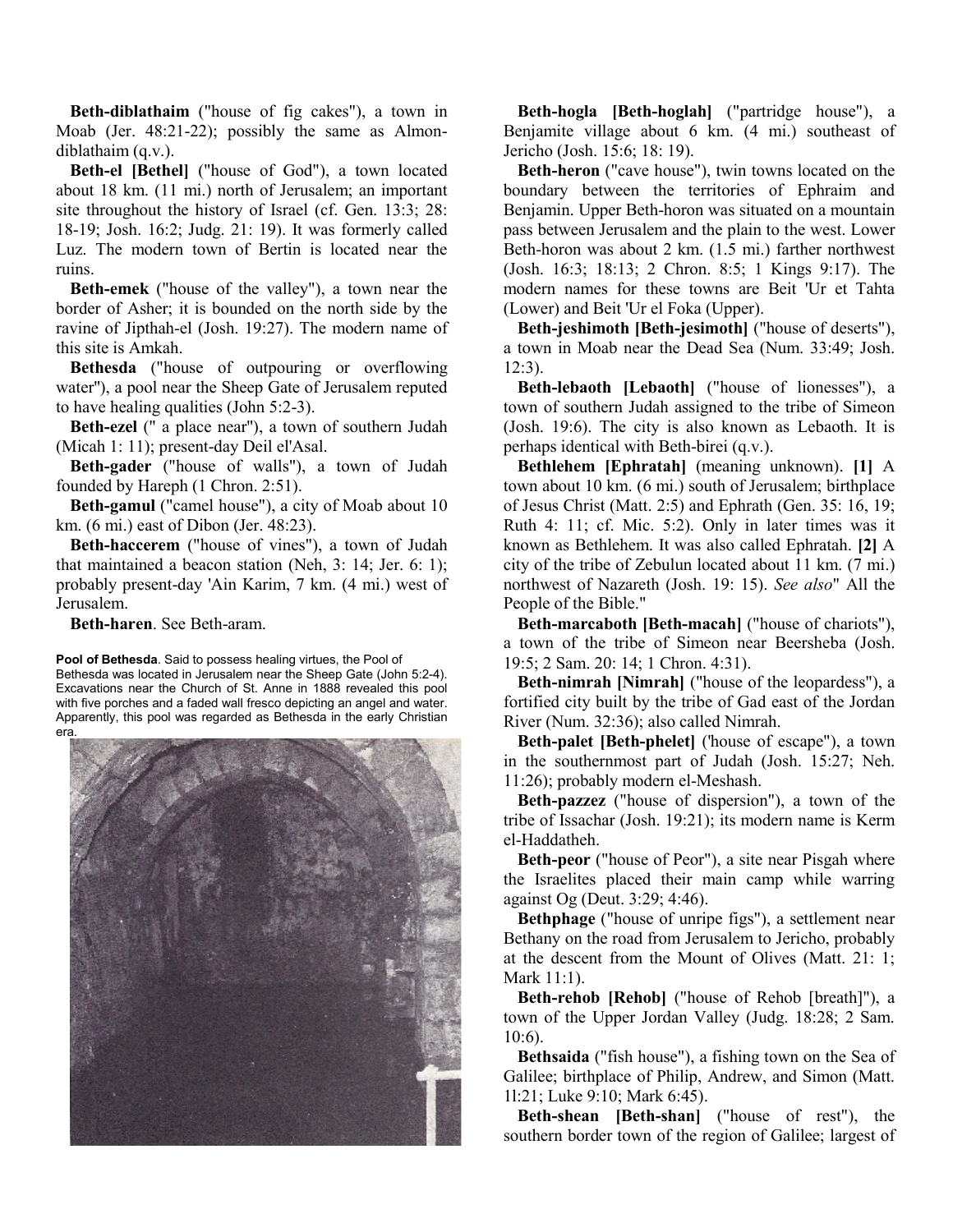**Beth-diblathaim** ("house of fig cakes"), a town in Moab (Jer. 48:21-22); possibly the same as Almon-diblathaim (q.v.).

**Beth-el [Bethel]** ("house of God"), a town located about 18 km. (11 mi.) north of Jerusalem; an important site throughout the history of Israel (cf. Gen. 13:3; 28: 18-19; Josh. 16:2; Judg. 21: 19). It was formerly called Luz. The modern town of Bertin is located near the ruins.

**Beth-emek** ("house of the valley"), a town near the border of Asher; it is bounded on the north side by the ravine of Jipthah-el (Josh. 19:27). The modern name of this site is Amkah.

**Bethesda** ("house of outpouring or overflowing water"), a pool near the Sheep Gate of Jerusalem reputed to have healing qualities (John 5:2-3).

**Beth-ezel** (" a place near"), a town of southern Judah (Micah 1: 11); present-day Deil el'Asal.

**Beth-gader** ("house of walls"), a town of Judah founded by Hareph (1 Chron. 2:51).

**Beth-gamul** ("camel house"), a city of Moab about 10 km. (6 mi.) east of Dibon (Jer. 48:23).

**Beth-haccerem** ("house of vines"), a town of Judah that maintained a beacon station (Neh, 3: 14; Jer. 6: 1); probably present-day 'Ain Karim, 7 km. (4 mi.) west of Jerusalem.

**Beth-haren**. See Beth-aram.

**Pool of Bethesda**. Said to possess healing virtues, the Pool of Bethesda was located in Jerusalem near the Sheep Gate (John 5:2-4). Excavations near the Church of St. Anne in 1888 revealed this pool with five porches and a faded wall fresco depicting an angel and water. Apparently, this pool was regarded as Bethesda in the early Christian era.

**Beth-hogla [Beth-hoglah]** ("partridge house"), a Benjamite village about 6 km. (4 mi.) southeast of Jericho (Josh. 15:6; 18: 19).

**Beth-heron** ("cave house"), twin towns located on the boundary between the territories of Ephraim and Benjamin. Upper Beth-horon was situated on a mountain pass between Jerusalem and the plain to the west. Lower Beth-horon was about 2 km. (1.5 mi.) farther northwest (Josh. 16:3; 18:13; 2 Chron. 8:5; 1 Kings 9:17). The modern names for these towns are Beit 'Ur et Tahta (Lower) and Beit 'Ur el Foka (Upper).

**Beth-jeshimoth [Beth-jesimoth]** ("house of deserts"), a town in Moab near the Dead Sea (Num. 33:49; Josh. 12:3).

**Beth-lebaoth [Lebaoth]** ("house of lionesses"), a town of southern Judah assigned to the tribe of Simeon (Josh. 19:6). The city is also known as Lebaoth. It is perhaps identical with Beth-birei (q.v.).

**Bethlehem [Ephratah]** (meaning unknown). **[1]** A town about 10 km. (6 mi.) south of Jerusalem; birthplace of Jesus Christ (Matt. 2:5) and Ephrath (Gen. 35: 16, 19; Ruth 4: 11; cf. Mic. 5:2). Only in later times was it known as Bethlehem. It was also called Ephratah. **[2]** A city of the tribe of Zebulun located about 11 km. (7 mi.) northwest of Nazareth (Josh. 19: 15). *See also*" All the People of the Bible."

**Beth-marcaboth [Beth-macah]** ("house of chariots"), a town of the tribe of Simeon near Beersheba (Josh. 19:5; 2 Sam. 20: 14; 1 Chron. 4:31).

**Beth-nimrah [Nimrah]** ("house of the leopardess"), a fortified city built by the tribe of Gad east of the Jordan River (Num. 32:36); also called Nimrah.

**Beth-palet [Beth-phelet]** ('house of escape"), a town in the southernmost part of Judah (Josh. 15:27; Neh. 11:26); probably modern el-Meshash.

**Beth-pazzez** ("house of dispersion"), a town of the tribe of Issachar (Josh. 19:21); its modern name is Kerm el-Haddatheh.

**Beth-peor** ("house of Peor"), a site near Pisgah where the Israelites placed their main camp while warring against Og (Deut. 3:29; 4:46).

**Bethphage** ("house of unripe figs"), a settlement near Bethany on the road from Jerusalem to Jericho, probably at the descent from the Mount of Olives (Matt. 21: 1; Mark 11:1).

**Beth-rehob [Rehob]** ("house of Rehob [breath]"), a town of the Upper Jordan Valley (Judg. 18:28; 2 Sam. 10:6).

**Bethsaida** ("fish house"), a fishing town on the Sea of Galilee; birthplace of Philip, Andrew, and Simon (Matt. 1l:21; Luke 9:10; Mark 6:45).

**Beth-shean [Beth-shan]** ("house of rest"), the southern border town of the region of Galilee; largest of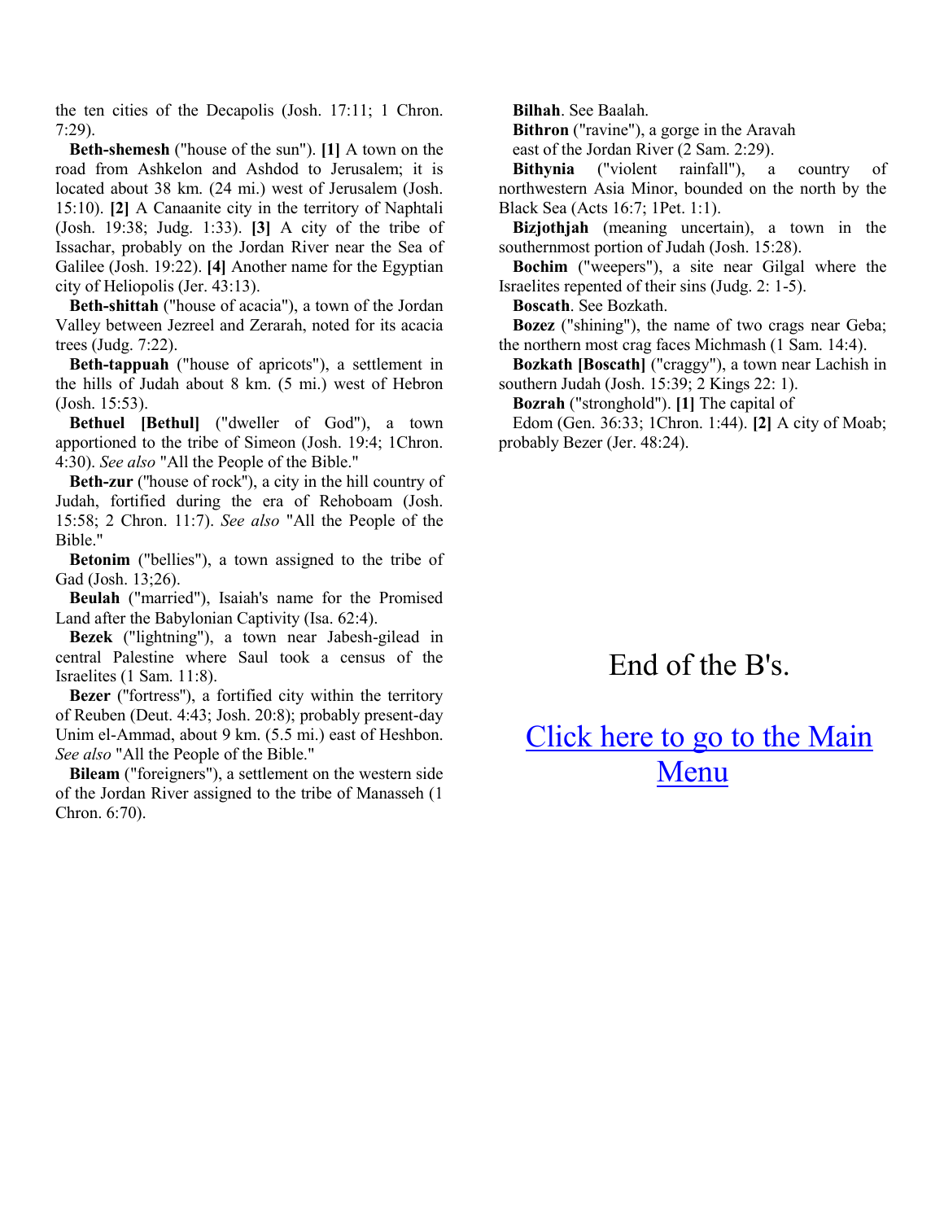the ten cities of the Decapolis (Josh. 17:11; 1 Chron. 7:29).

**Beth-shemesh** ("house of the sun"). **[1]** A town on the road from Ashkelon and Ashdod to Jerusalem; it is located about 38 km. (24 mi.) west of Jerusalem (Josh. 15:10). **[2]** A Canaanite city in the territory of Naphtali (Josh. 19:38; Judg. 1:33). **[3]** A city of the tribe of Issachar, probably on the Jordan River near the Sea of Galilee (Josh. 19:22). **[4]** Another name for the Egyptian city of Heliopolis (Jer. 43:13).

**Beth-shittah** ("house of acacia"), a town of the Jordan Valley between Jezreel and Zerarah, noted for its acacia trees (Judg. 7:22).

**Beth-tappuah** ("house of apricots"), a settlement in the hills of Judah about 8 km. (5 mi.) west of Hebron (Josh. 15:53).

**Bethuel [Bethul]** ("dweller of God"), a town apportioned to the tribe of Simeon (Josh. 19:4; 1Chron. 4:30). *See also* "All the People of the Bible."

**Beth-zur** ("house of rock"), a city in the hill country of Judah, fortified during the era of Rehoboam (Josh. 15:58; 2 Chron. 11:7). *See also* "All the People of the Bible."

**Betonim** ("bellies"), a town assigned to the tribe of Gad (Josh. 13;26).

**Beulah** ("married"), Isaiah's name for the Promised Land after the Babylonian Captivity (Isa. 62:4).

**Bezek** ("lightning"), a town near Jabesh-gilead in central Palestine where Saul took a census of the Israelites (1 Sam. 11:8).

**Bezer** ("fortress"), a fortified city within the territory of Reuben (Deut. 4:43; Josh. 20:8); probably present-day Unim el-Ammad, about 9 km. (5.5 mi.) east of Heshbon. *See also* "All the People of the Bible."

**Bileam** ("foreigners"), a settlement on the western side of the Jordan River assigned to the tribe of Manasseh (1 Chron. 6:70).

**Bilhah**. See Baalah.

**Bithron** ("ravine"), a gorge in the Aravah east of the Jordan River (2 Sam. 2:29).

**Bithynia** ("violent rainfall"), a country of northwestern Asia Minor, bounded on the north by the Black Sea (Acts 16:7; 1Pet. 1:1).

**Bizjothjah** (meaning uncertain), a town in the southernmost portion of Judah (Josh. 15:28).

**Bochim** ("weepers"), a site near Gilgal where the Israelites repented of their sins (Judg. 2: 1-5).

**Boscath**. See Bozkath.

**Bozez** ("shining"), the name of two crags near Geba; the northern most crag faces Michmash (1 Sam. 14:4).

**Bozkath [Boscath]** ("craggy"), a town near Lachish in southern Judah (Josh. 15:39; 2 Kings 22: 1).

**Bozrah** ("stronghold"). **[1]** The capital of Edom (Gen. 36:33; 1Chron. 1:44). **[2]** A city of Moab; probably Bezer (Jer. 48:24).

End of the B's.

[Click here to go to the Main Menu]